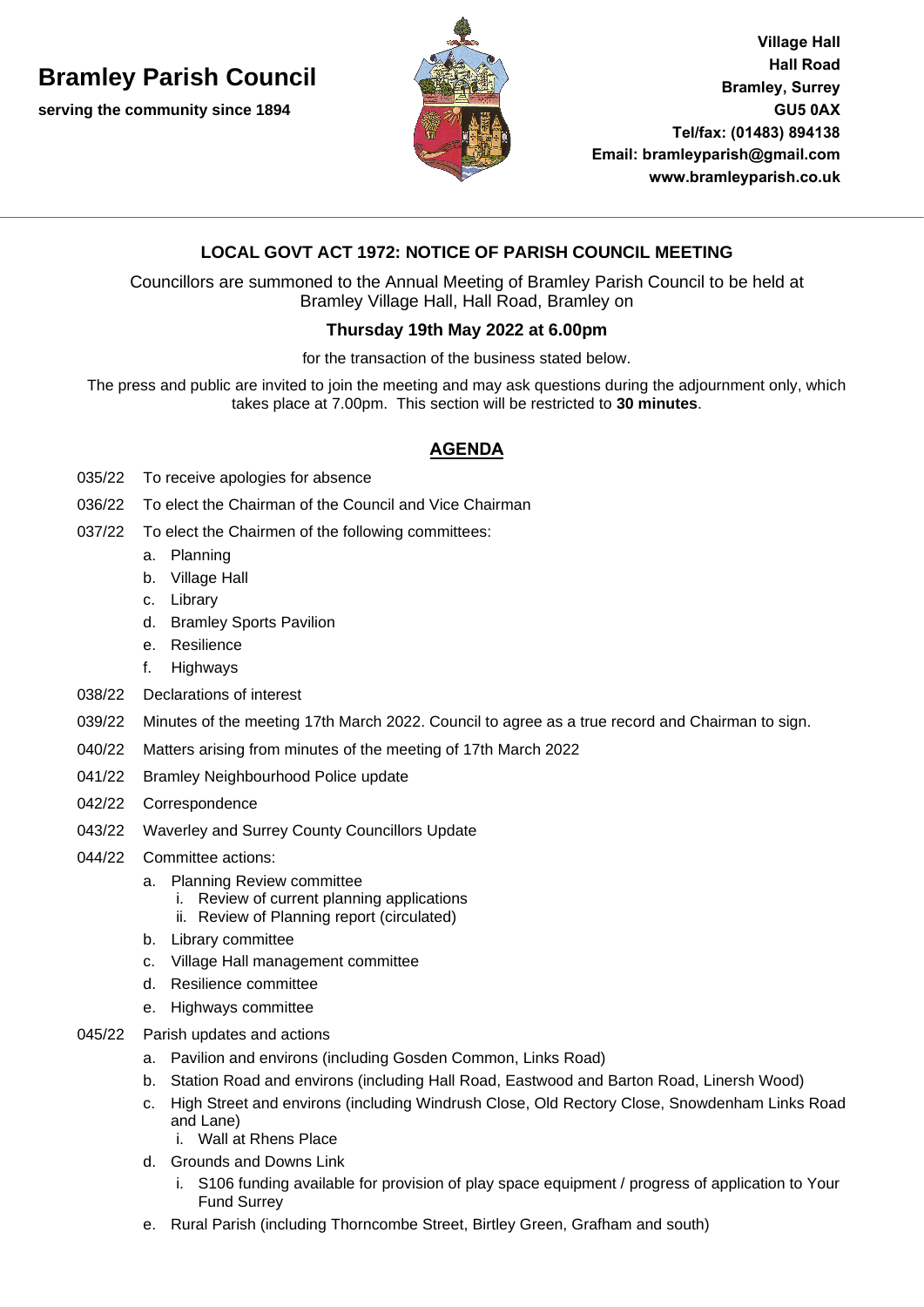# Bramley Parish Council

**serving the community since 1894**

**Village Hall**
**Hall Road**
**Bramley, Surrey**
**GU5 0AX**
**Tel/fax: (01483) 894138**
**Email: bramleyparish@gmail.com**
**www.bramleyparish.co.uk**

---

## LOCAL GOVT ACT 1972: NOTICE OF PARISH COUNCIL MEETING

Councillors are summoned to the Annual Meeting of Bramley Parish Council to be held at Bramley Village Hall, Hall Road, Bramley on

**Thursday 19th May 2022 at 6.00pm**

for the transaction of the business stated below.

The press and public are invited to join the meeting and may ask questions during the adjournment only, which takes place at 7.00pm. This section will be restricted to **30 minutes**.

## AGENDA

035/22 To receive apologies for absence

036/22 To elect the Chairman of the Council and Vice Chairman

037/22 To elect the Chairmen of the following committees:
- a. Planning
- b. Village Hall
- c. Library
- d. Bramley Sports Pavilion
- e. Resilience
- f. Highways

038/22 Declarations of interest

039/22 Minutes of the meeting 17th March 2022. Council to agree as a true record and Chairman to sign.

040/22 Matters arising from minutes of the meeting of 17th March 2022

041/22 Bramley Neighbourhood Police update

042/22 Correspondence

043/22 Waverley and Surrey County Councillors Update

044/22 Committee actions:
- a. Planning Review committee
  - i. Review of current planning applications
  - ii. Review of Planning report (circulated)
- b. Library committee
- c. Village Hall management committee
- d. Resilience committee
- e. Highways committee

045/22 Parish updates and actions
- a. Pavilion and environs (including Gosden Common, Links Road)
- b. Station Road and environs (including Hall Road, Eastwood and Barton Road, Linersh Wood)
- c. High Street and environs (including Windrush Close, Old Rectory Close, Snowdenham Links Road and Lane)
  - i. Wall at Rhens Place
- d. Grounds and Downs Link
  - i. S106 funding available for provision of play space equipment / progress of application to Your Fund Surrey
- e. Rural Parish (including Thorncombe Street, Birtley Green, Grafham and south)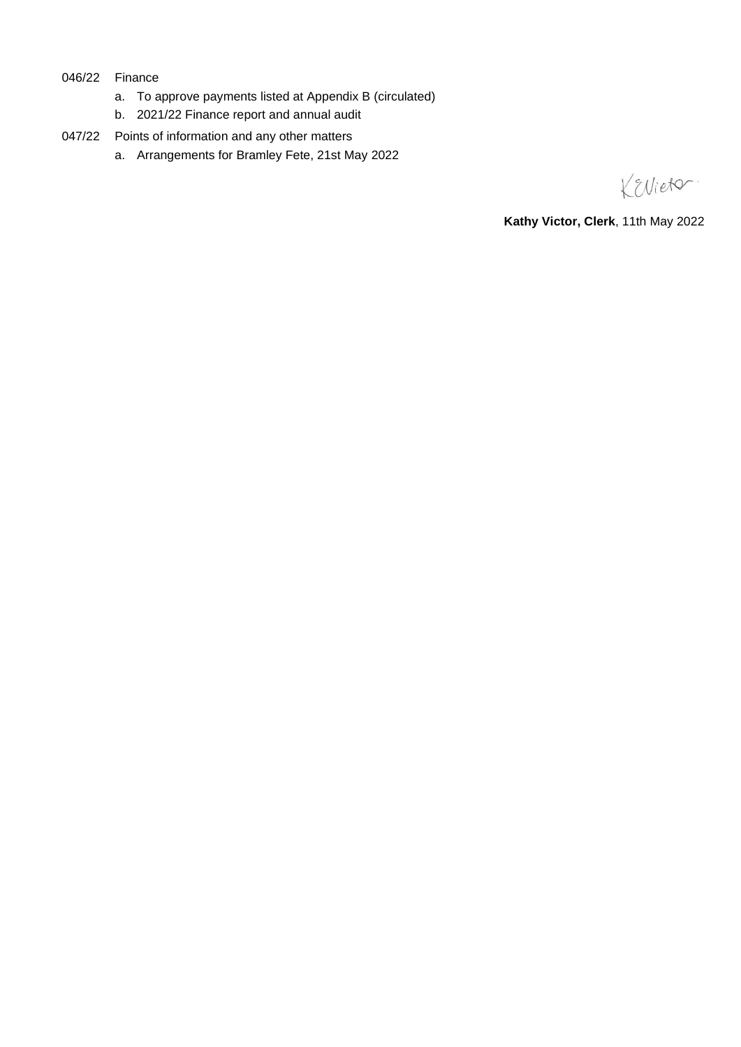046/22 Finance

a. To approve payments listed at Appendix B (circulated)
b. 2021/22 Finance report and annual audit

047/22 Points of information and any other matters

a. Arrangements for Bramley Fete, 21st May 2022

KEVictor

**Kathy Victor, Clerk**, 11th May 2022